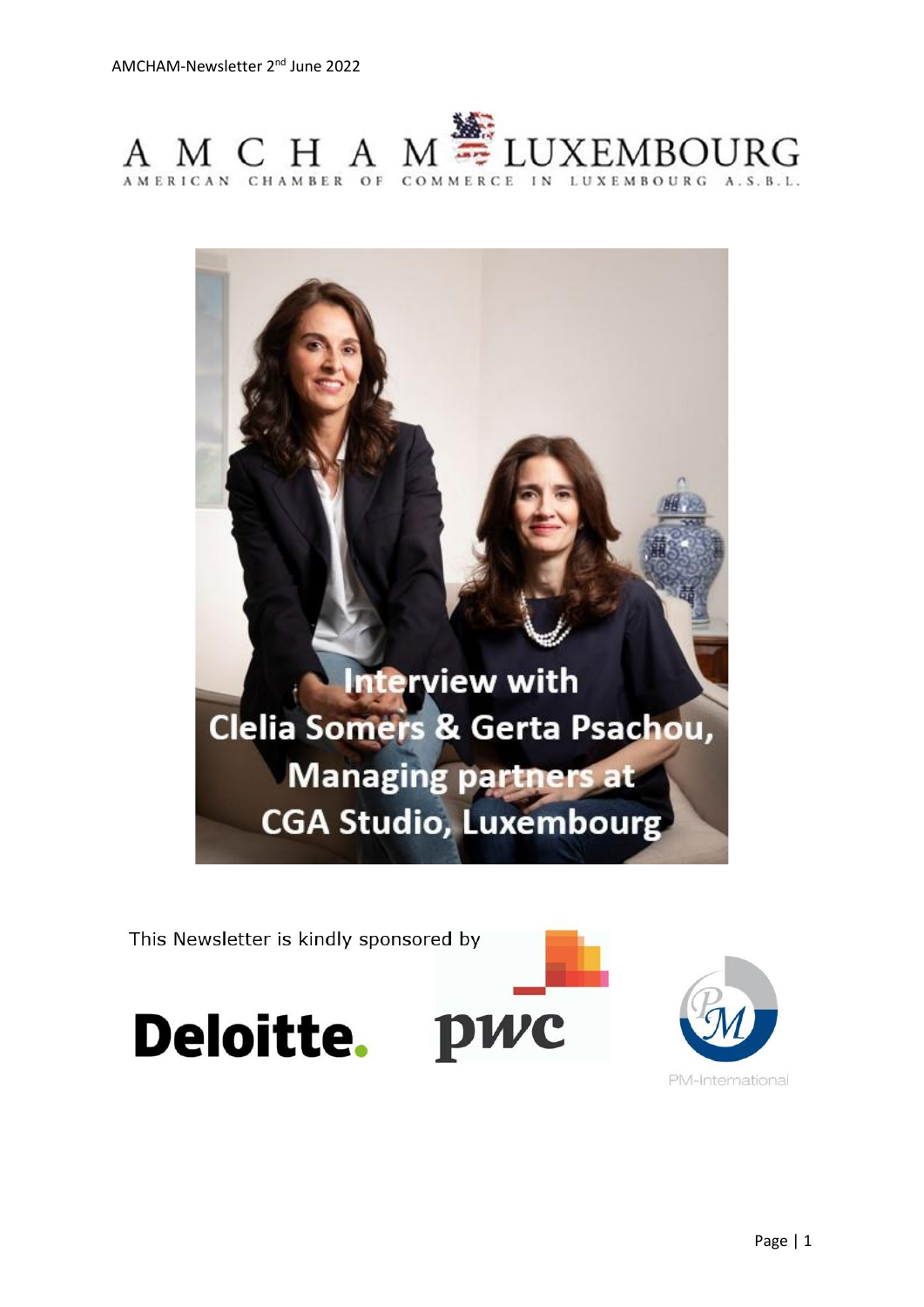AMCHAM-Newsletter 2nd June 2022

# AMCHAM LUXEMBOURG

AMERICAN CHAMBER OF COMMERCE IN LUXEMBOURG A.S.B.L.

## Interview with Clelia Somers & Gerta Psachou, Managing partners at CGA Studio, Luxembourg

This Newsletter is kindly sponsored by

Deloitte. pwc PM-International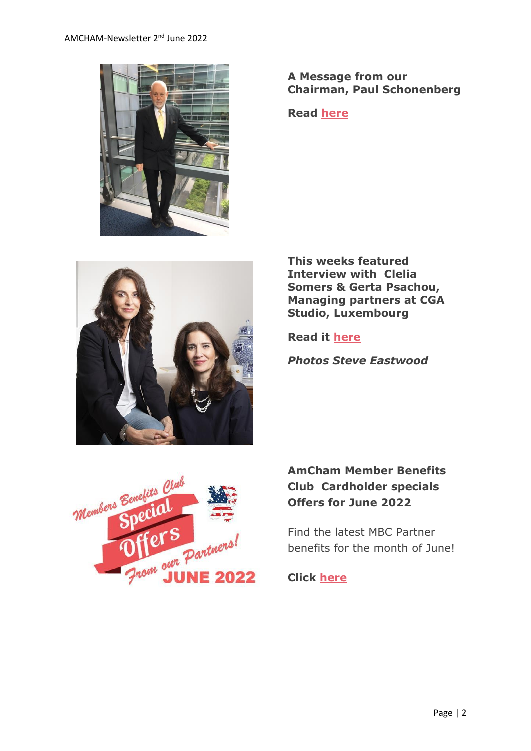**A Message from our Chairman, Paul Schonenberg**

**Read here**

**This weeks featured Interview with Clelia Somers & Gerta Psachou, Managing partners at CGA Studio, Luxembourg**

**Read it here**

***Photos Steve Eastwood***

**AmCham Member Benefits Club Cardholder specials Offers for June 2022**

Find the latest MBC Partner benefits for the month of June!

**Click here**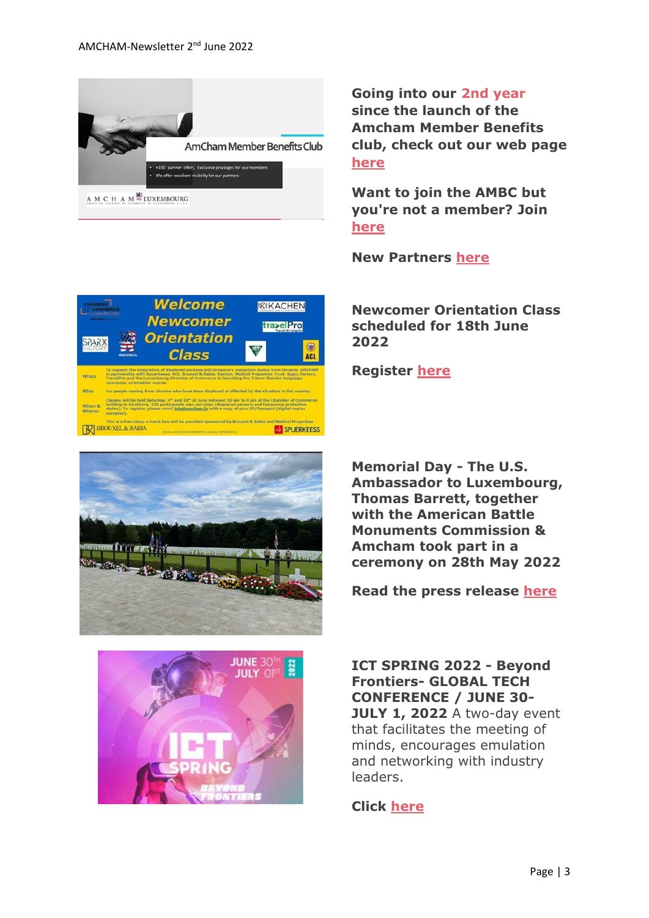**Going into our 2nd year since the launch of the Amcham Member Benefits club, check out our web page here**

**Want to join the AMBC but you're not a member? Join here**

**New Partners here**

**Newcomer Orientation Class scheduled for 18th June 2022**

**Register here**

**Memorial Day - The U.S. Ambassador to Luxembourg, Thomas Barrett, together with the American Battle Monuments Commission & Amcham took part in a ceremony on 28th May 2022**

**Read the press release here**

**ICT SPRING 2022 - Beyond Frontiers- GLOBAL TECH CONFERENCE / JUNE 30-JULY 1, 2022** A two-day event that facilitates the meeting of minds, encourages emulation and networking with industry leaders.

**Click here**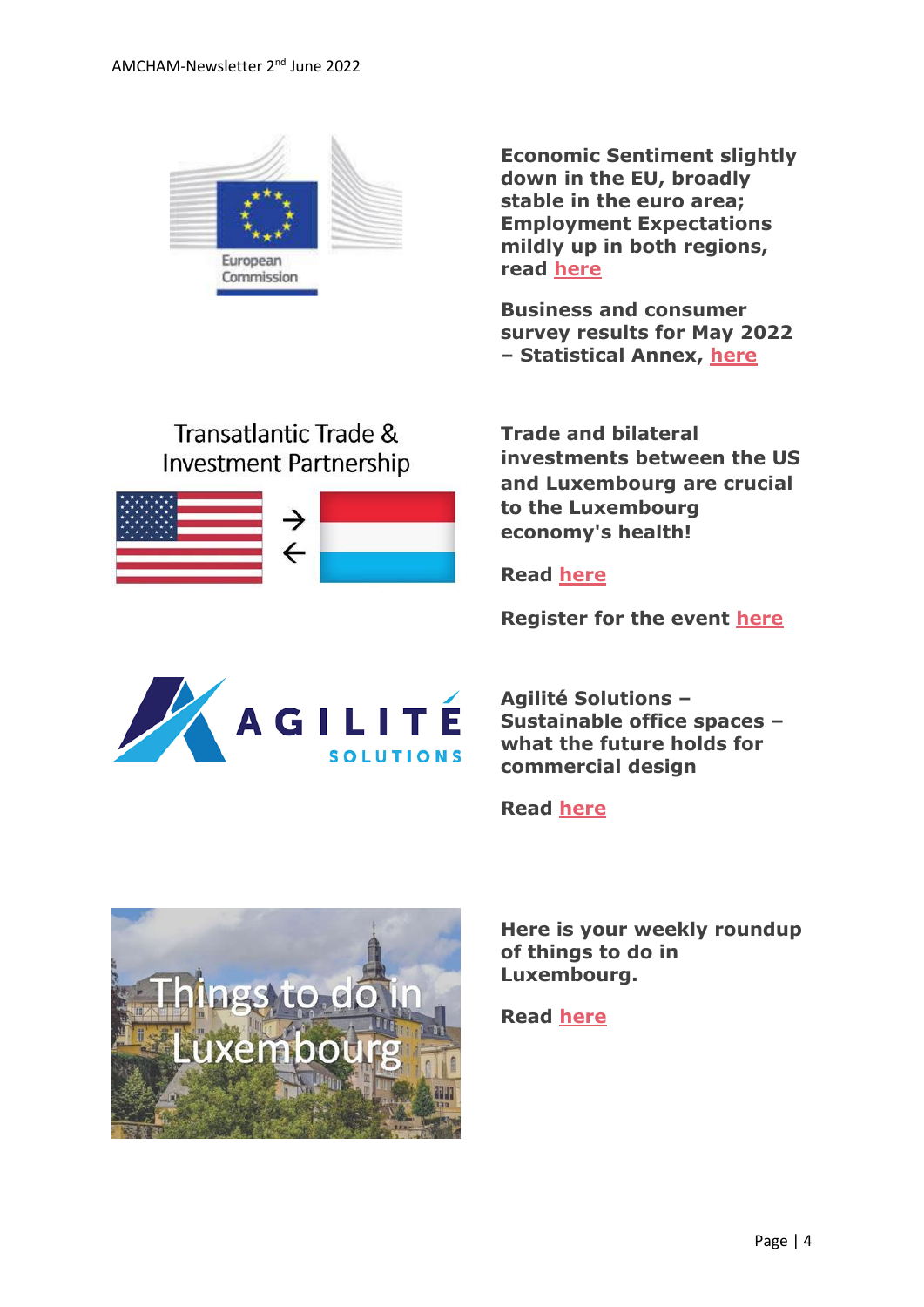**Economic Sentiment slightly down in the EU, broadly stable in the euro area; Employment Expectations mildly up in both regions, read here**

**Business and consumer survey results for May 2022 – Statistical Annex, here**

Transatlantic Trade & Investment Partnership

**Trade and bilateral investments between the US and Luxembourg are crucial to the Luxembourg economy's health!**

**Read here**

**Register for the event here**

**Agilité Solutions – Sustainable office spaces – what the future holds for commercial design**

**Read here**

**Here is your weekly roundup of things to do in Luxembourg.**

**Read here**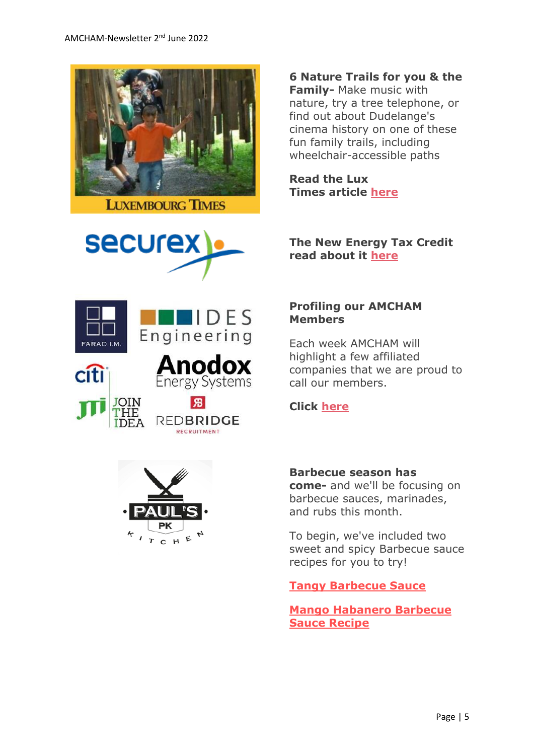**6 Nature Trails for you & the Family-** Make music with nature, try a tree telephone, or find out about Dudelange's cinema history on one of these fun family trails, including wheelchair-accessible paths

**Read the Lux Times article here**

**The New Energy Tax Credit read about it here**

**Profiling our AMCHAM Members**

Each week AMCHAM will highlight a few affiliated companies that we are proud to call our members.

**Click here**

**Barbecue season has come-** and we'll be focusing on barbecue sauces, marinades, and rubs this month.

To begin, we've included two sweet and spicy Barbecue sauce recipes for you to try!

**Tangy Barbecue Sauce**

**Mango Habanero Barbecue Sauce Recipe**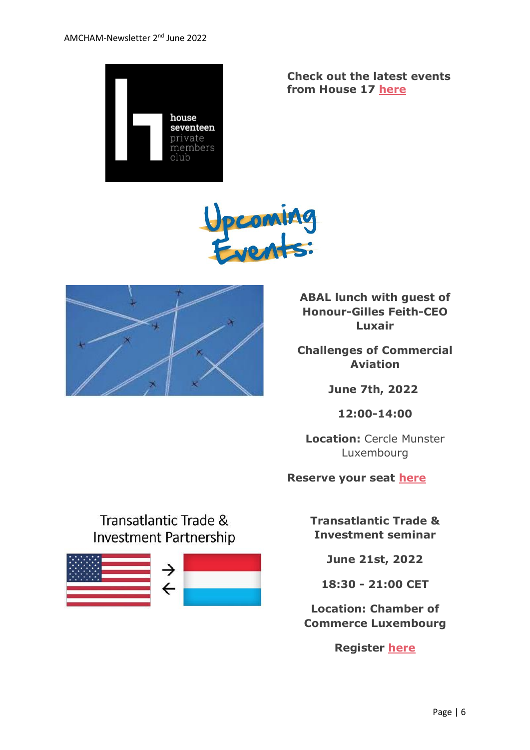**Check out the latest events from House 17 here**

# Upcoming Events:

**ABAL lunch with guest of Honour-Gilles Feith-CEO Luxair**

**Challenges of Commercial Aviation**

**June 7th, 2022**

**12:00-14:00**

**Location:** Cercle Munster Luxembourg

**Reserve your seat here**

Transatlantic Trade & Investment Partnership

**Transatlantic Trade & Investment seminar**

**June 21st, 2022**

**18:30 - 21:00 CET**

**Location: Chamber of Commerce Luxembourg**

**Register here**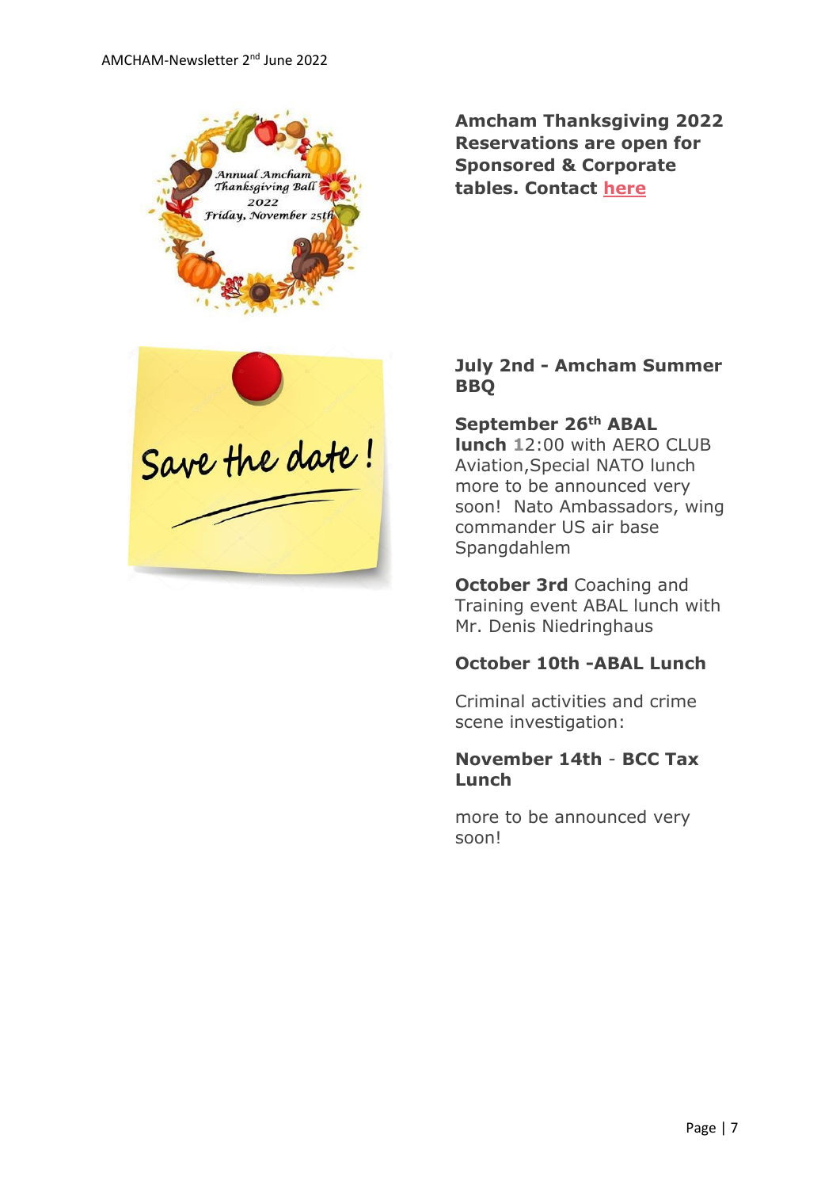**Amcham Thanksgiving 2022 Reservations are open for Sponsored & Corporate tables. Contact here**

**July 2nd - Amcham Summer BBQ**

**September 26th ABAL lunch** 12:00 with AERO CLUB Aviation,Special NATO lunch more to be announced very soon! Nato Ambassadors, wing commander US air base Spangdahlem

**October 3rd** Coaching and Training event ABAL lunch with Mr. Denis Niedringhaus

**October 10th -ABAL Lunch**

Criminal activities and crime scene investigation:

**November 14th** - **BCC Tax Lunch**

more to be announced very soon!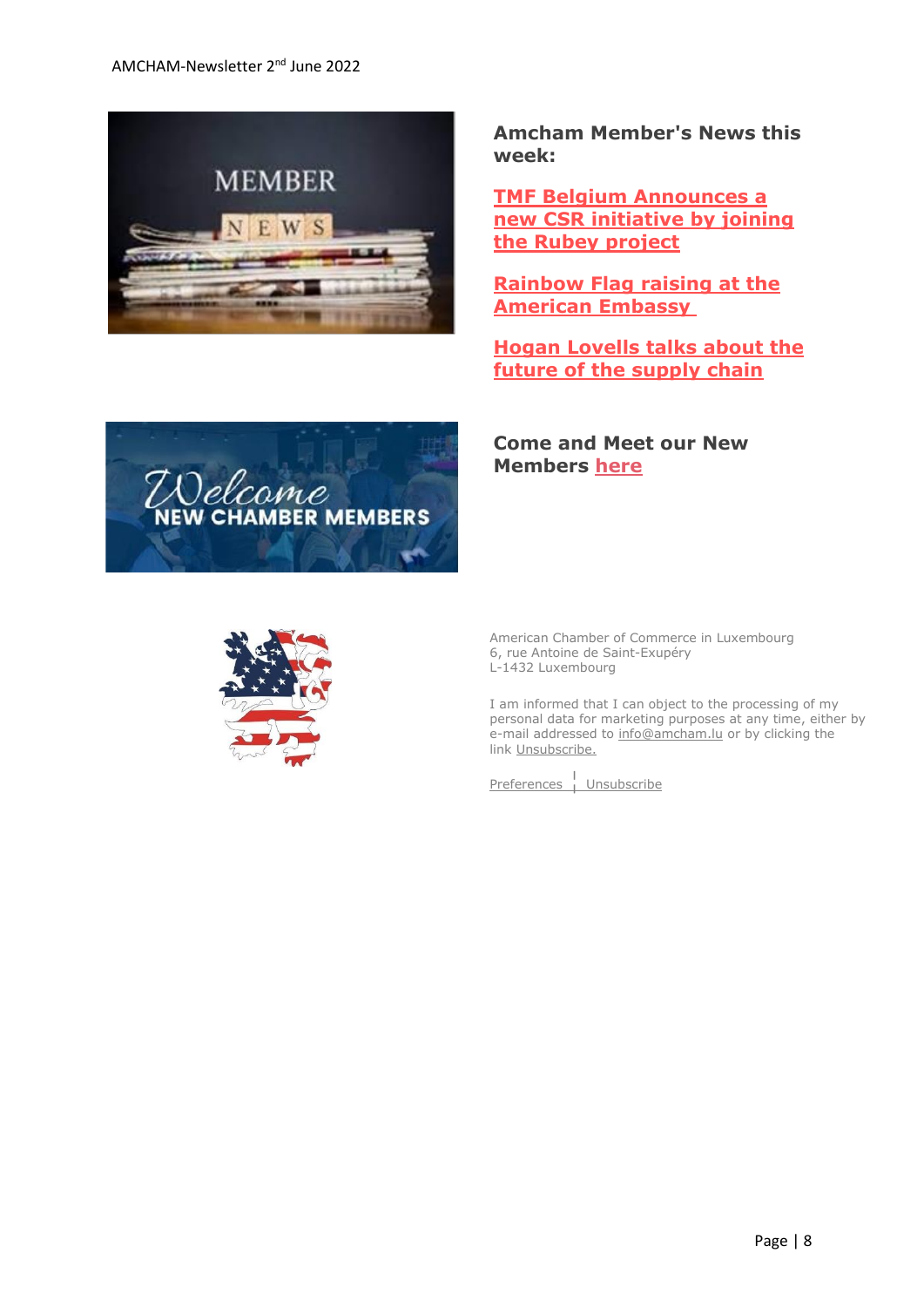**Amcham Member's News this week:**

**TMF Belgium Announces a new CSR initiative by joining the Rubey project**

**Rainbow Flag raising at the American Embassy**

**Hogan Lovells talks about the future of the supply chain**

**Come and Meet our New Members here**

American Chamber of Commerce in Luxembourg
6, rue Antoine de Saint-Exupéry
L-1432 Luxembourg

I am informed that I can object to the processing of my personal data for marketing purposes at any time, either by e-mail addressed to info@amcham.lu or by clicking the link Unsubscribe.

Preferences | Unsubscribe